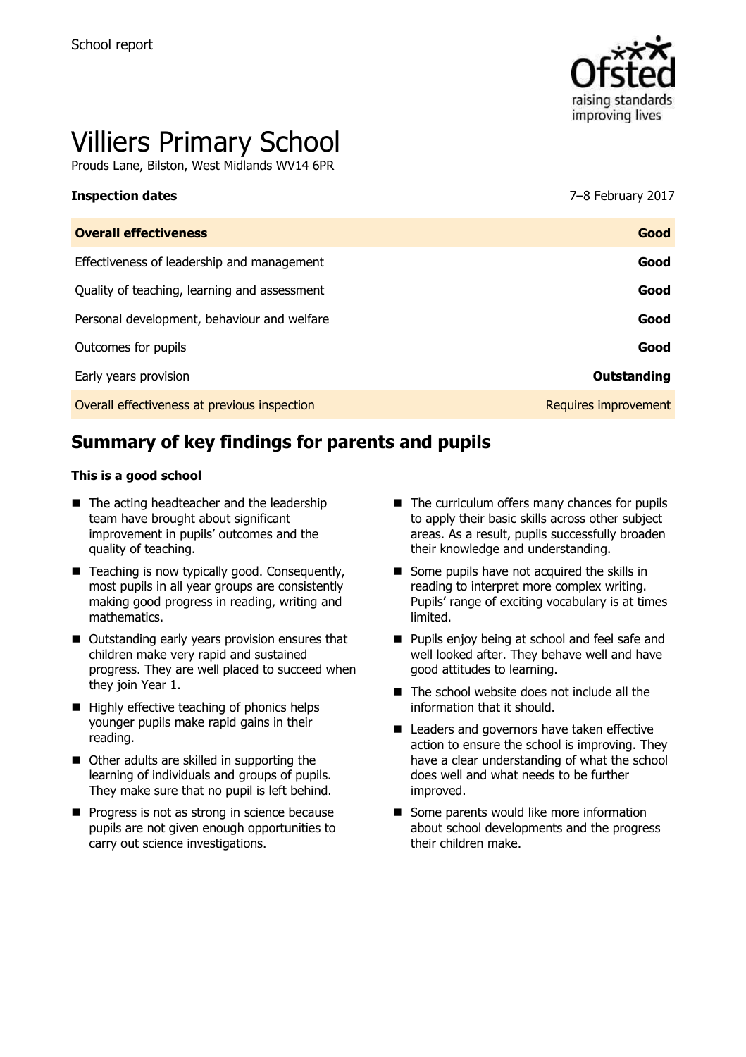School report

# Villiers Primary School

Prouds Lane, Bilston, West Midlands WV14 6PR

| **Inspection dates** | 7–8 February 2017 |
| --- | --- |
| **Overall effectiveness** | **Good** |
| Effectiveness of leadership and management | **Good** |
| Quality of teaching, learning and assessment | **Good** |
| Personal development, behaviour and welfare | **Good** |
| Outcomes for pupils | **Good** |
| Early years provision | **Outstanding** |
| Overall effectiveness at previous inspection | Requires improvement |

## Summary of key findings for parents and pupils

**This is a good school**

- The acting headteacher and the leadership team have brought about significant improvement in pupils' outcomes and the quality of teaching.
- Teaching is now typically good. Consequently, most pupils in all year groups are consistently making good progress in reading, writing and mathematics.
- Outstanding early years provision ensures that children make very rapid and sustained progress. They are well placed to succeed when they join Year 1.
- Highly effective teaching of phonics helps younger pupils make rapid gains in their reading.
- Other adults are skilled in supporting the learning of individuals and groups of pupils. They make sure that no pupil is left behind.
- Progress is not as strong in science because pupils are not given enough opportunities to carry out science investigations.
- The curriculum offers many chances for pupils to apply their basic skills across other subject areas. As a result, pupils successfully broaden their knowledge and understanding.
- Some pupils have not acquired the skills in reading to interpret more complex writing. Pupils' range of exciting vocabulary is at times limited.
- Pupils enjoy being at school and feel safe and well looked after. They behave well and have good attitudes to learning.
- The school website does not include all the information that it should.
- Leaders and governors have taken effective action to ensure the school is improving. They have a clear understanding of what the school does well and what needs to be further improved.
- Some parents would like more information about school developments and the progress their children make.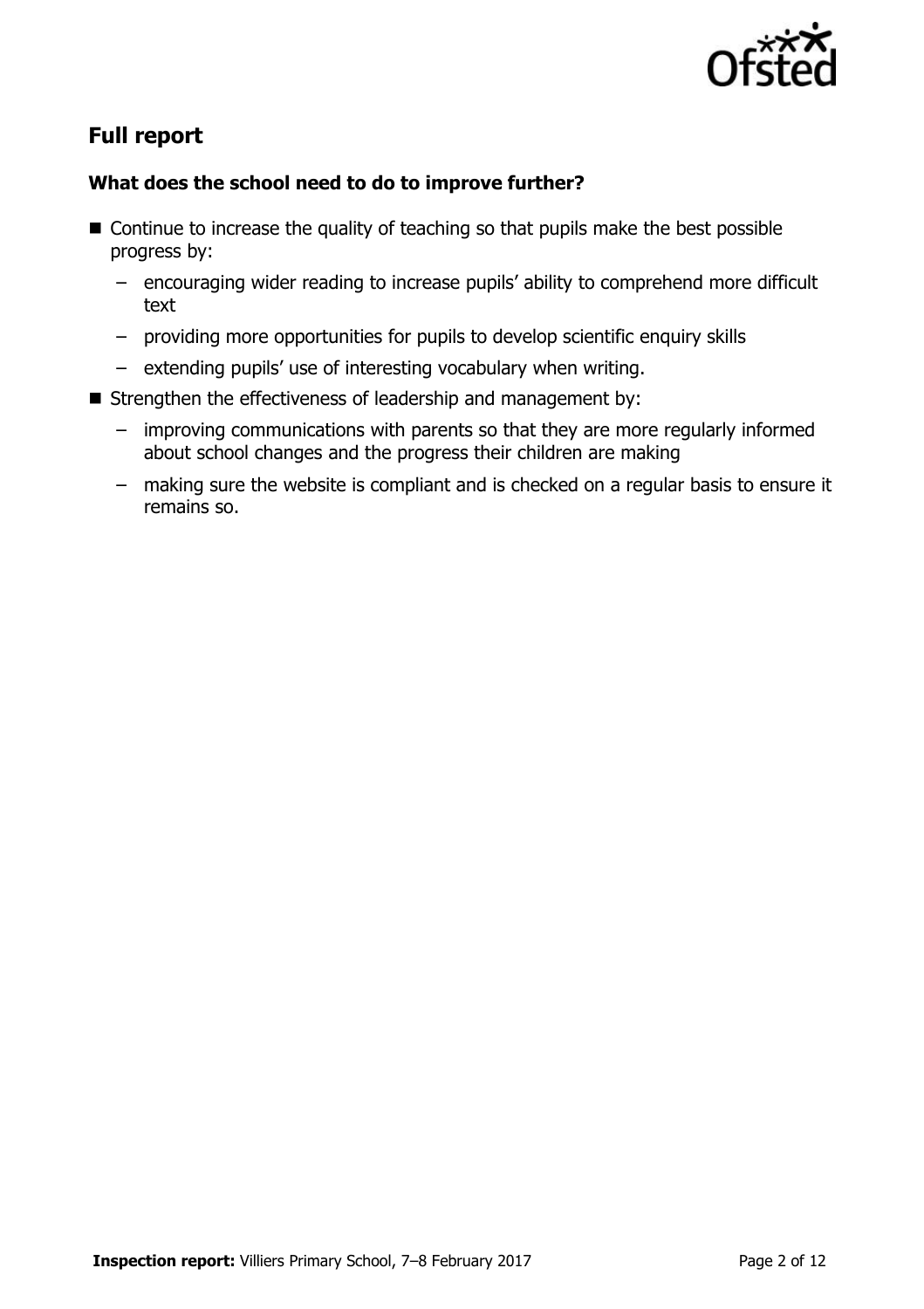## Full report

### What does the school need to do to improve further?

- Continue to increase the quality of teaching so that pupils make the best possible progress by:
  - encouraging wider reading to increase pupils' ability to comprehend more difficult text
  - providing more opportunities for pupils to develop scientific enquiry skills
  - extending pupils' use of interesting vocabulary when writing.
- Strengthen the effectiveness of leadership and management by:
  - improving communications with parents so that they are more regularly informed about school changes and the progress their children are making
  - making sure the website is compliant and is checked on a regular basis to ensure it remains so.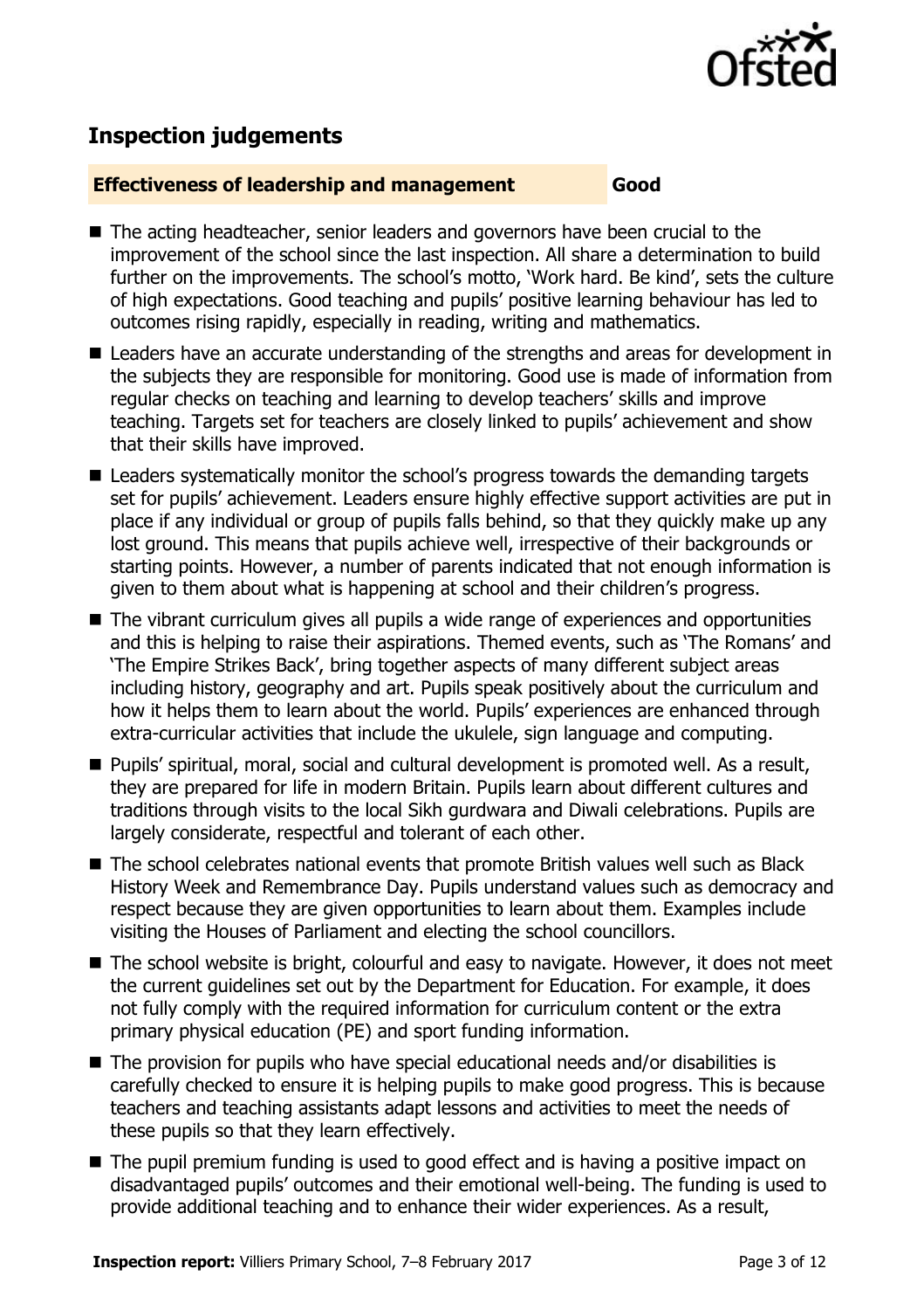## Inspection judgements

**Effectiveness of leadership and management** | **Good**

- The acting headteacher, senior leaders and governors have been crucial to the improvement of the school since the last inspection. All share a determination to build further on the improvements. The school's motto, 'Work hard. Be kind', sets the culture of high expectations. Good teaching and pupils' positive learning behaviour has led to outcomes rising rapidly, especially in reading, writing and mathematics.
- Leaders have an accurate understanding of the strengths and areas for development in the subjects they are responsible for monitoring. Good use is made of information from regular checks on teaching and learning to develop teachers' skills and improve teaching. Targets set for teachers are closely linked to pupils' achievement and show that their skills have improved.
- Leaders systematically monitor the school's progress towards the demanding targets set for pupils' achievement. Leaders ensure highly effective support activities are put in place if any individual or group of pupils falls behind, so that they quickly make up any lost ground. This means that pupils achieve well, irrespective of their backgrounds or starting points. However, a number of parents indicated that not enough information is given to them about what is happening at school and their children's progress.
- The vibrant curriculum gives all pupils a wide range of experiences and opportunities and this is helping to raise their aspirations. Themed events, such as 'The Romans' and 'The Empire Strikes Back', bring together aspects of many different subject areas including history, geography and art. Pupils speak positively about the curriculum and how it helps them to learn about the world. Pupils' experiences are enhanced through extra-curricular activities that include the ukulele, sign language and computing.
- Pupils' spiritual, moral, social and cultural development is promoted well. As a result, they are prepared for life in modern Britain. Pupils learn about different cultures and traditions through visits to the local Sikh gurdwara and Diwali celebrations. Pupils are largely considerate, respectful and tolerant of each other.
- The school celebrates national events that promote British values well such as Black History Week and Remembrance Day. Pupils understand values such as democracy and respect because they are given opportunities to learn about them. Examples include visiting the Houses of Parliament and electing the school councillors.
- The school website is bright, colourful and easy to navigate. However, it does not meet the current guidelines set out by the Department for Education. For example, it does not fully comply with the required information for curriculum content or the extra primary physical education (PE) and sport funding information.
- The provision for pupils who have special educational needs and/or disabilities is carefully checked to ensure it is helping pupils to make good progress. This is because teachers and teaching assistants adapt lessons and activities to meet the needs of these pupils so that they learn effectively.
- The pupil premium funding is used to good effect and is having a positive impact on disadvantaged pupils' outcomes and their emotional well-being. The funding is used to provide additional teaching and to enhance their wider experiences. As a result,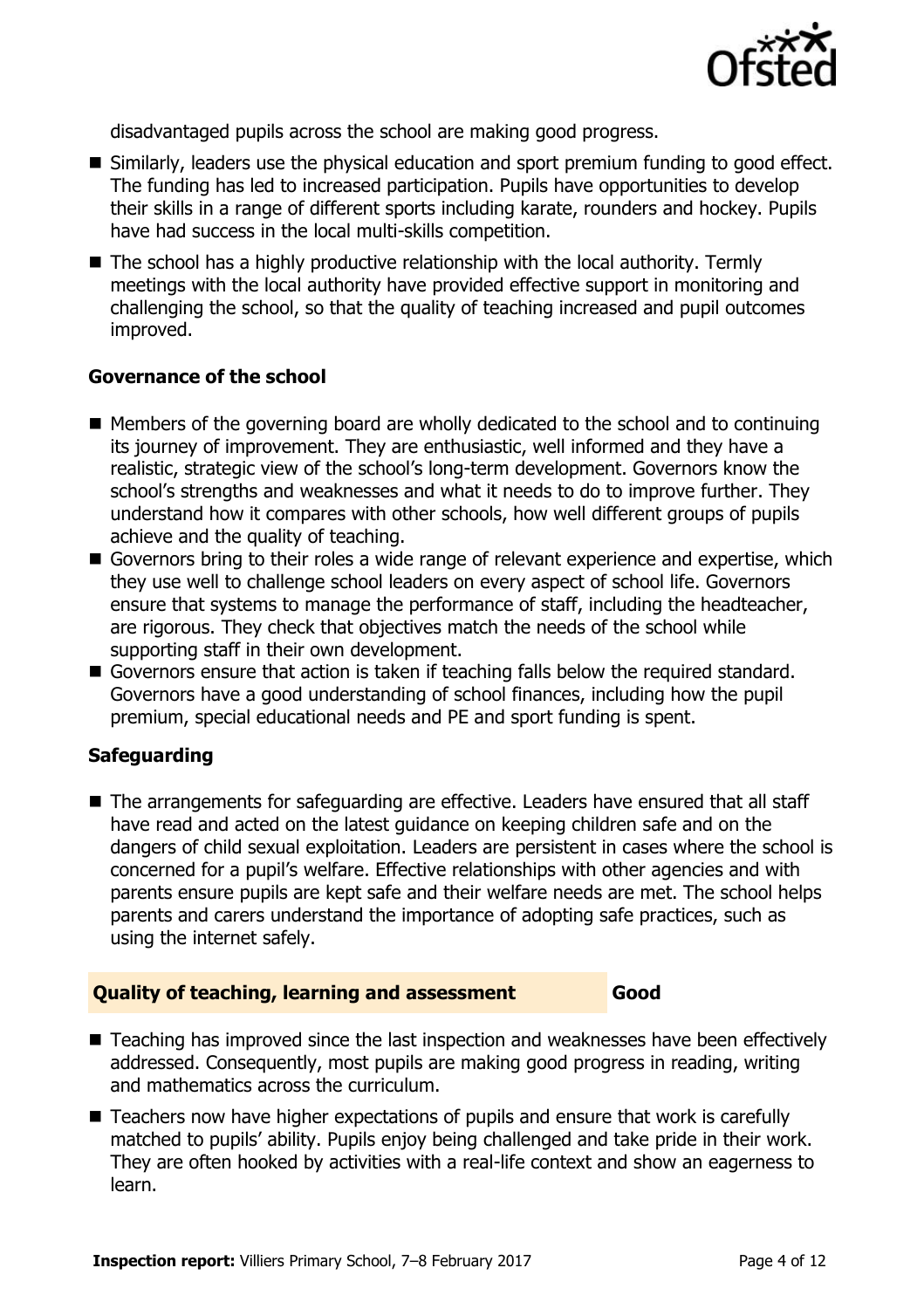disadvantaged pupils across the school are making good progress.

- Similarly, leaders use the physical education and sport premium funding to good effect. The funding has led to increased participation. Pupils have opportunities to develop their skills in a range of different sports including karate, rounders and hockey. Pupils have had success in the local multi-skills competition.
- The school has a highly productive relationship with the local authority. Termly meetings with the local authority have provided effective support in monitoring and challenging the school, so that the quality of teaching increased and pupil outcomes improved.

### Governance of the school

- Members of the governing board are wholly dedicated to the school and to continuing its journey of improvement. They are enthusiastic, well informed and they have a realistic, strategic view of the school's long-term development. Governors know the school's strengths and weaknesses and what it needs to do to improve further. They understand how it compares with other schools, how well different groups of pupils achieve and the quality of teaching.
- Governors bring to their roles a wide range of relevant experience and expertise, which they use well to challenge school leaders on every aspect of school life. Governors ensure that systems to manage the performance of staff, including the headteacher, are rigorous. They check that objectives match the needs of the school while supporting staff in their own development.
- Governors ensure that action is taken if teaching falls below the required standard. Governors have a good understanding of school finances, including how the pupil premium, special educational needs and PE and sport funding is spent.

### Safeguarding

- The arrangements for safeguarding are effective. Leaders have ensured that all staff have read and acted on the latest guidance on keeping children safe and on the dangers of child sexual exploitation. Leaders are persistent in cases where the school is concerned for a pupil's welfare. Effective relationships with other agencies and with parents ensure pupils are kept safe and their welfare needs are met. The school helps parents and carers understand the importance of adopting safe practices, such as using the internet safely.

## Quality of teaching, learning and assessment — Good

- Teaching has improved since the last inspection and weaknesses have been effectively addressed. Consequently, most pupils are making good progress in reading, writing and mathematics across the curriculum.
- Teachers now have higher expectations of pupils and ensure that work is carefully matched to pupils' ability. Pupils enjoy being challenged and take pride in their work. They are often hooked by activities with a real-life context and show an eagerness to learn.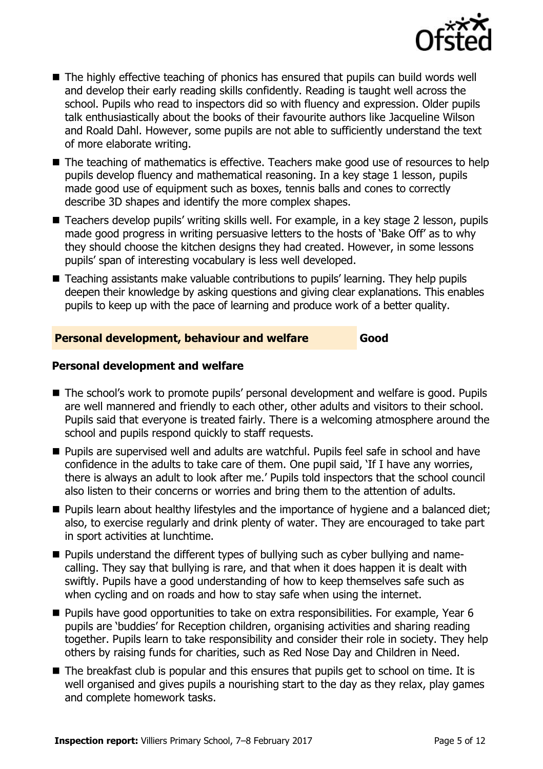- The highly effective teaching of phonics has ensured that pupils can build words well and develop their early reading skills confidently. Reading is taught well across the school. Pupils who read to inspectors did so with fluency and expression. Older pupils talk enthusiastically about the books of their favourite authors like Jacqueline Wilson and Roald Dahl. However, some pupils are not able to sufficiently understand the text of more elaborate writing.
- The teaching of mathematics is effective. Teachers make good use of resources to help pupils develop fluency and mathematical reasoning. In a key stage 1 lesson, pupils made good use of equipment such as boxes, tennis balls and cones to correctly describe 3D shapes and identify the more complex shapes.
- Teachers develop pupils' writing skills well. For example, in a key stage 2 lesson, pupils made good progress in writing persuasive letters to the hosts of 'Bake Off' as to why they should choose the kitchen designs they had created. However, in some lessons pupils' span of interesting vocabulary is less well developed.
- Teaching assistants make valuable contributions to pupils' learning. They help pupils deepen their knowledge by asking questions and giving clear explanations. This enables pupils to keep up with the pace of learning and produce work of a better quality.

## Personal development, behaviour and welfare — Good

### Personal development and welfare

- The school's work to promote pupils' personal development and welfare is good. Pupils are well mannered and friendly to each other, other adults and visitors to their school. Pupils said that everyone is treated fairly. There is a welcoming atmosphere around the school and pupils respond quickly to staff requests.
- Pupils are supervised well and adults are watchful. Pupils feel safe in school and have confidence in the adults to take care of them. One pupil said, 'If I have any worries, there is always an adult to look after me.' Pupils told inspectors that the school council also listen to their concerns or worries and bring them to the attention of adults.
- Pupils learn about healthy lifestyles and the importance of hygiene and a balanced diet; also, to exercise regularly and drink plenty of water. They are encouraged to take part in sport activities at lunchtime.
- Pupils understand the different types of bullying such as cyber bullying and name-calling. They say that bullying is rare, and that when it does happen it is dealt with swiftly. Pupils have a good understanding of how to keep themselves safe such as when cycling and on roads and how to stay safe when using the internet.
- Pupils have good opportunities to take on extra responsibilities. For example, Year 6 pupils are 'buddies' for Reception children, organising activities and sharing reading together. Pupils learn to take responsibility and consider their role in society. They help others by raising funds for charities, such as Red Nose Day and Children in Need.
- The breakfast club is popular and this ensures that pupils get to school on time. It is well organised and gives pupils a nourishing start to the day as they relax, play games and complete homework tasks.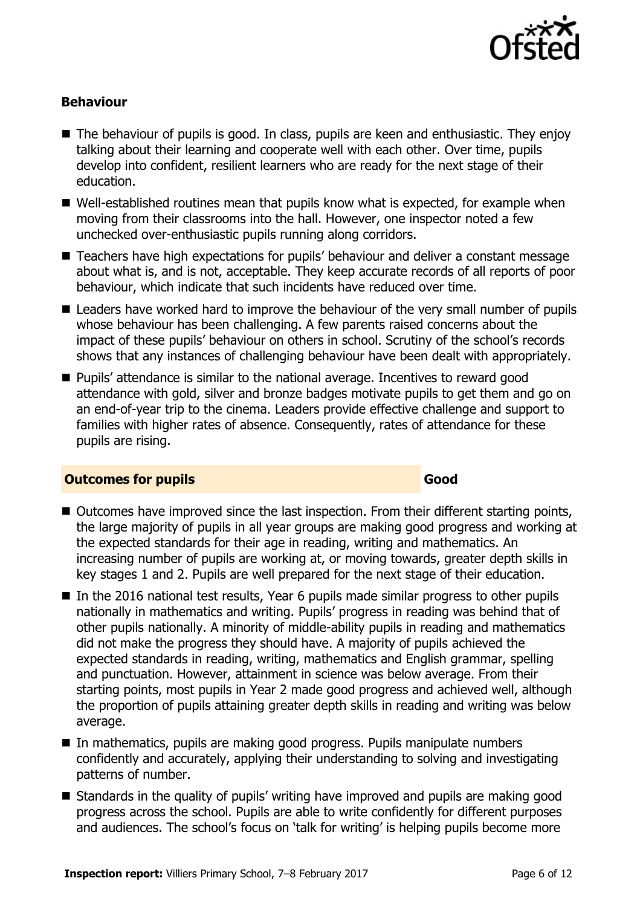### Behaviour

- The behaviour of pupils is good. In class, pupils are keen and enthusiastic. They enjoy talking about their learning and cooperate well with each other. Over time, pupils develop into confident, resilient learners who are ready for the next stage of their education.
- Well-established routines mean that pupils know what is expected, for example when moving from their classrooms into the hall. However, one inspector noted a few unchecked over-enthusiastic pupils running along corridors.
- Teachers have high expectations for pupils' behaviour and deliver a constant message about what is, and is not, acceptable. They keep accurate records of all reports of poor behaviour, which indicate that such incidents have reduced over time.
- Leaders have worked hard to improve the behaviour of the very small number of pupils whose behaviour has been challenging. A few parents raised concerns about the impact of these pupils' behaviour on others in school. Scrutiny of the school's records shows that any instances of challenging behaviour have been dealt with appropriately.
- Pupils' attendance is similar to the national average. Incentives to reward good attendance with gold, silver and bronze badges motivate pupils to get them and go on an end-of-year trip to the cinema. Leaders provide effective challenge and support to families with higher rates of absence. Consequently, rates of attendance for these pupils are rising.

## Outcomes for pupils — Good

- Outcomes have improved since the last inspection. From their different starting points, the large majority of pupils in all year groups are making good progress and working at the expected standards for their age in reading, writing and mathematics. An increasing number of pupils are working at, or moving towards, greater depth skills in key stages 1 and 2. Pupils are well prepared for the next stage of their education.
- In the 2016 national test results, Year 6 pupils made similar progress to other pupils nationally in mathematics and writing. Pupils' progress in reading was behind that of other pupils nationally. A minority of middle-ability pupils in reading and mathematics did not make the progress they should have. A majority of pupils achieved the expected standards in reading, writing, mathematics and English grammar, spelling and punctuation. However, attainment in science was below average. From their starting points, most pupils in Year 2 made good progress and achieved well, although the proportion of pupils attaining greater depth skills in reading and writing was below average.
- In mathematics, pupils are making good progress. Pupils manipulate numbers confidently and accurately, applying their understanding to solving and investigating patterns of number.
- Standards in the quality of pupils' writing have improved and pupils are making good progress across the school. Pupils are able to write confidently for different purposes and audiences. The school's focus on 'talk for writing' is helping pupils become more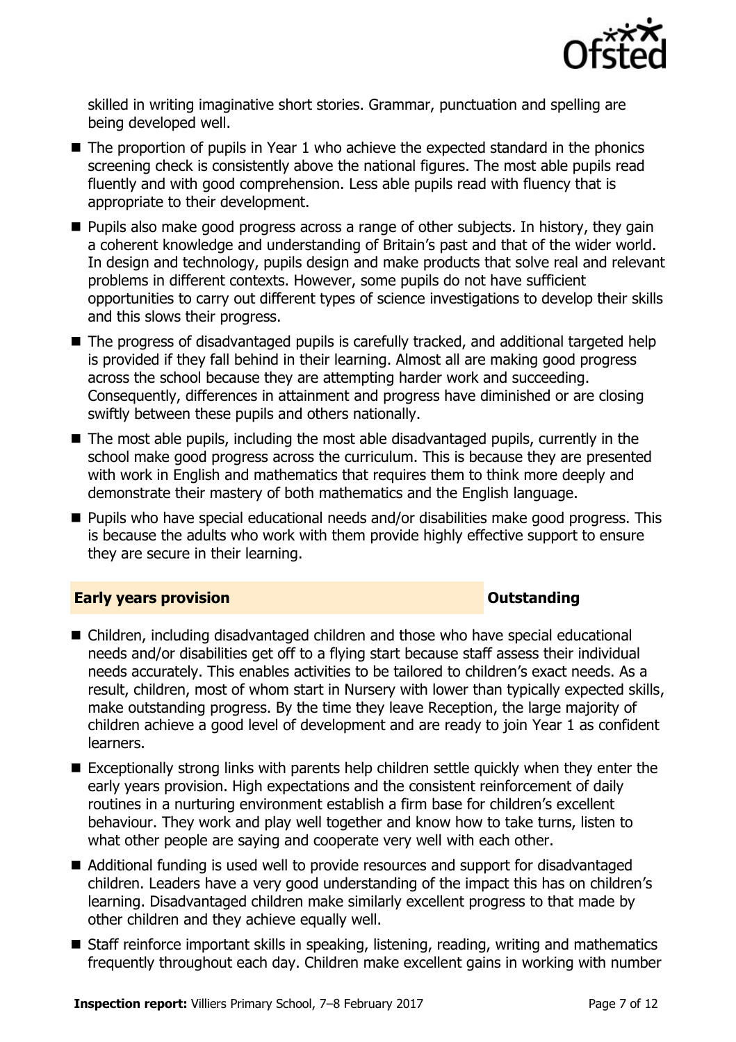skilled in writing imaginative short stories. Grammar, punctuation and spelling are being developed well.

- The proportion of pupils in Year 1 who achieve the expected standard in the phonics screening check is consistently above the national figures. The most able pupils read fluently and with good comprehension. Less able pupils read with fluency that is appropriate to their development.
- Pupils also make good progress across a range of other subjects. In history, they gain a coherent knowledge and understanding of Britain's past and that of the wider world. In design and technology, pupils design and make products that solve real and relevant problems in different contexts. However, some pupils do not have sufficient opportunities to carry out different types of science investigations to develop their skills and this slows their progress.
- The progress of disadvantaged pupils is carefully tracked, and additional targeted help is provided if they fall behind in their learning. Almost all are making good progress across the school because they are attempting harder work and succeeding. Consequently, differences in attainment and progress have diminished or are closing swiftly between these pupils and others nationally.
- The most able pupils, including the most able disadvantaged pupils, currently in the school make good progress across the curriculum. This is because they are presented with work in English and mathematics that requires them to think more deeply and demonstrate their mastery of both mathematics and the English language.
- Pupils who have special educational needs and/or disabilities make good progress. This is because the adults who work with them provide highly effective support to ensure they are secure in their learning.

## Early years provision — Outstanding

- Children, including disadvantaged children and those who have special educational needs and/or disabilities get off to a flying start because staff assess their individual needs accurately. This enables activities to be tailored to children's exact needs. As a result, children, most of whom start in Nursery with lower than typically expected skills, make outstanding progress. By the time they leave Reception, the large majority of children achieve a good level of development and are ready to join Year 1 as confident learners.
- Exceptionally strong links with parents help children settle quickly when they enter the early years provision. High expectations and the consistent reinforcement of daily routines in a nurturing environment establish a firm base for children's excellent behaviour. They work and play well together and know how to take turns, listen to what other people are saying and cooperate very well with each other.
- Additional funding is used well to provide resources and support for disadvantaged children. Leaders have a very good understanding of the impact this has on children's learning. Disadvantaged children make similarly excellent progress to that made by other children and they achieve equally well.
- Staff reinforce important skills in speaking, listening, reading, writing and mathematics frequently throughout each day. Children make excellent gains in working with number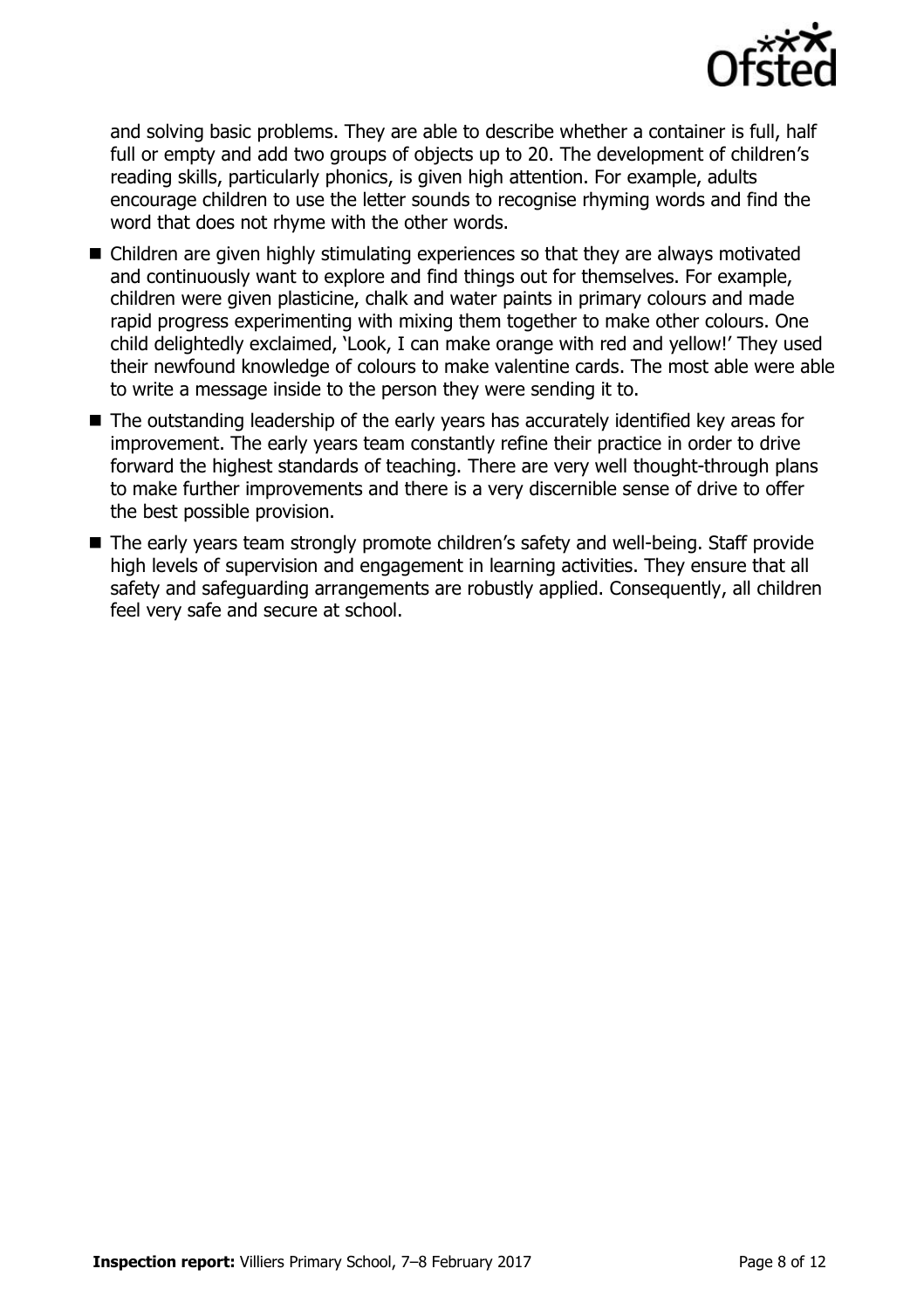and solving basic problems. They are able to describe whether a container is full, half full or empty and add two groups of objects up to 20. The development of children's reading skills, particularly phonics, is given high attention. For example, adults encourage children to use the letter sounds to recognise rhyming words and find the word that does not rhyme with the other words.

- Children are given highly stimulating experiences so that they are always motivated and continuously want to explore and find things out for themselves. For example, children were given plasticine, chalk and water paints in primary colours and made rapid progress experimenting with mixing them together to make other colours. One child delightedly exclaimed, 'Look, I can make orange with red and yellow!' They used their newfound knowledge of colours to make valentine cards. The most able were able to write a message inside to the person they were sending it to.
- The outstanding leadership of the early years has accurately identified key areas for improvement. The early years team constantly refine their practice in order to drive forward the highest standards of teaching. There are very well thought-through plans to make further improvements and there is a very discernible sense of drive to offer the best possible provision.
- The early years team strongly promote children's safety and well-being. Staff provide high levels of supervision and engagement in learning activities. They ensure that all safety and safeguarding arrangements are robustly applied. Consequently, all children feel very safe and secure at school.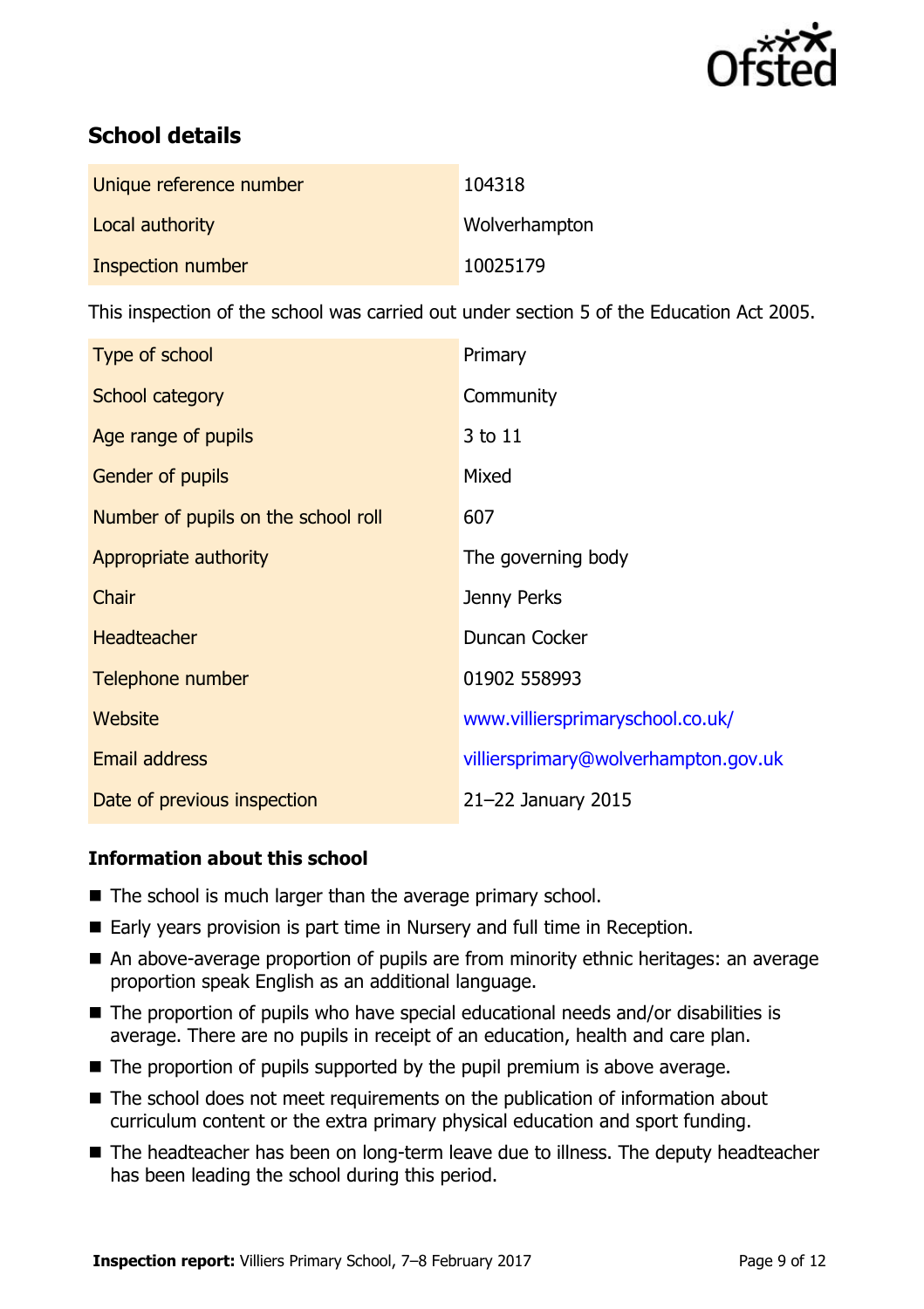## School details

| | |
|---|---|
| Unique reference number | 104318 |
| Local authority | Wolverhampton |
| Inspection number | 10025179 |

This inspection of the school was carried out under section 5 of the Education Act 2005.

| | |
|---|---|
| Type of school | Primary |
| School category | Community |
| Age range of pupils | 3 to 11 |
| Gender of pupils | Mixed |
| Number of pupils on the school roll | 607 |
| Appropriate authority | The governing body |
| Chair | Jenny Perks |
| Headteacher | Duncan Cocker |
| Telephone number | 01902 558993 |
| Website | www.villiersprimaryschool.co.uk/ |
| Email address | villiersprimary@wolverhampton.gov.uk |
| Date of previous inspection | 21–22 January 2015 |

### Information about this school

- The school is much larger than the average primary school.
- Early years provision is part time in Nursery and full time in Reception.
- An above-average proportion of pupils are from minority ethnic heritages: an average proportion speak English as an additional language.
- The proportion of pupils who have special educational needs and/or disabilities is average. There are no pupils in receipt of an education, health and care plan.
- The proportion of pupils supported by the pupil premium is above average.
- The school does not meet requirements on the publication of information about curriculum content or the extra primary physical education and sport funding.
- The headteacher has been on long-term leave due to illness. The deputy headteacher has been leading the school during this period.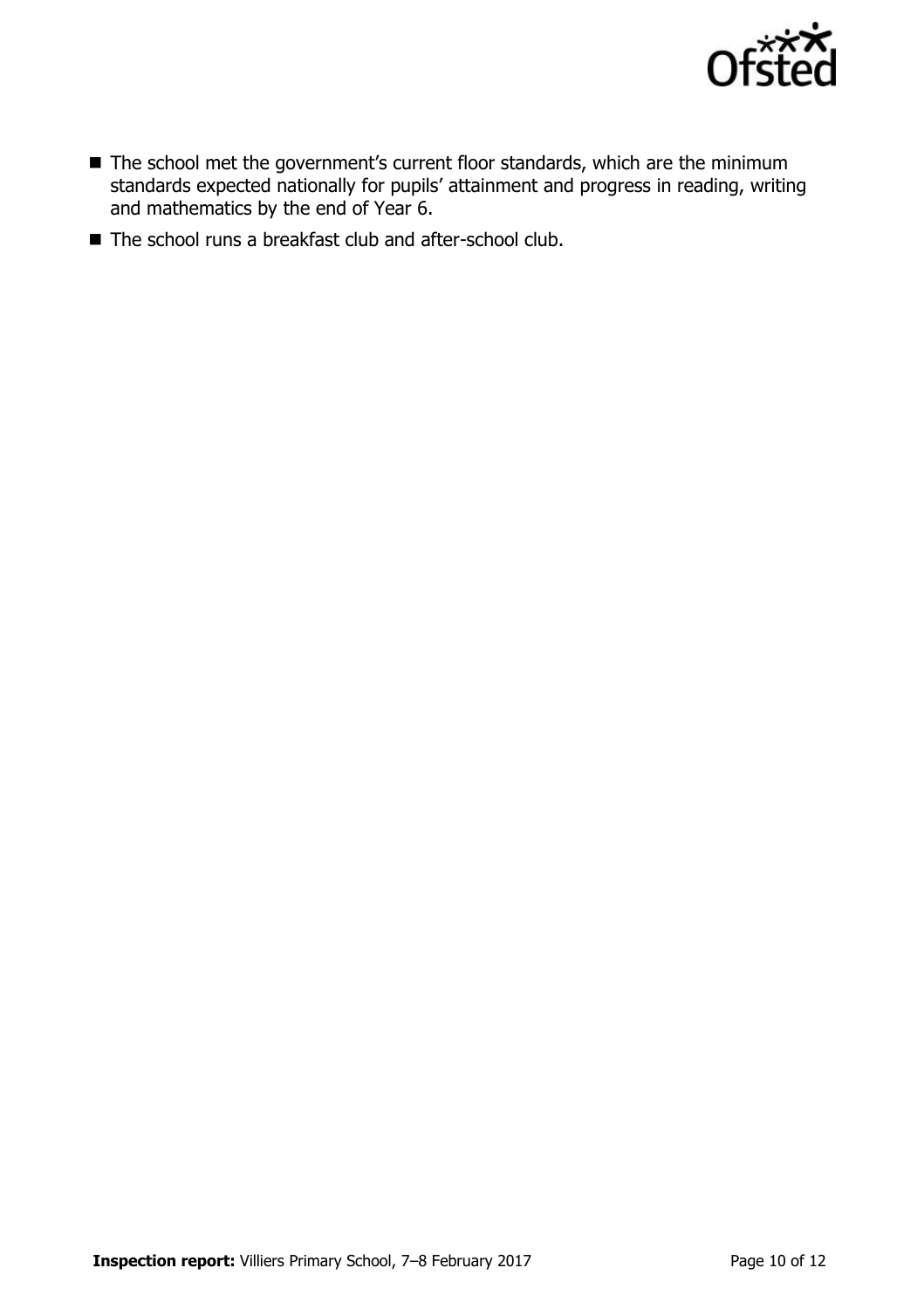- The school met the government's current floor standards, which are the minimum standards expected nationally for pupils' attainment and progress in reading, writing and mathematics by the end of Year 6.
- The school runs a breakfast club and after-school club.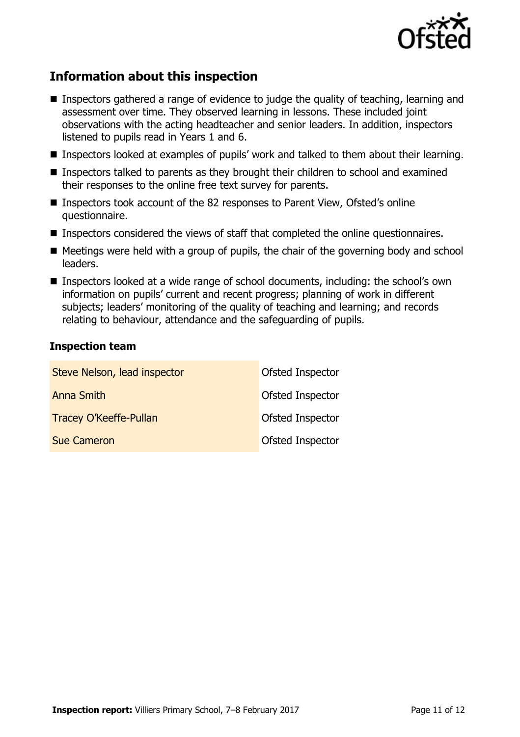## Information about this inspection

- Inspectors gathered a range of evidence to judge the quality of teaching, learning and assessment over time. They observed learning in lessons. These included joint observations with the acting headteacher and senior leaders. In addition, inspectors listened to pupils read in Years 1 and 6.
- Inspectors looked at examples of pupils' work and talked to them about their learning.
- Inspectors talked to parents as they brought their children to school and examined their responses to the online free text survey for parents.
- Inspectors took account of the 82 responses to Parent View, Ofsted's online questionnaire.
- Inspectors considered the views of staff that completed the online questionnaires.
- Meetings were held with a group of pupils, the chair of the governing body and school leaders.
- Inspectors looked at a wide range of school documents, including: the school's own information on pupils' current and recent progress; planning of work in different subjects; leaders' monitoring of the quality of teaching and learning; and records relating to behaviour, attendance and the safeguarding of pupils.

### Inspection team

| | |
|---|---|
| Steve Nelson, lead inspector | Ofsted Inspector |
| Anna Smith | Ofsted Inspector |
| Tracey O'Keeffe-Pullan | Ofsted Inspector |
| Sue Cameron | Ofsted Inspector |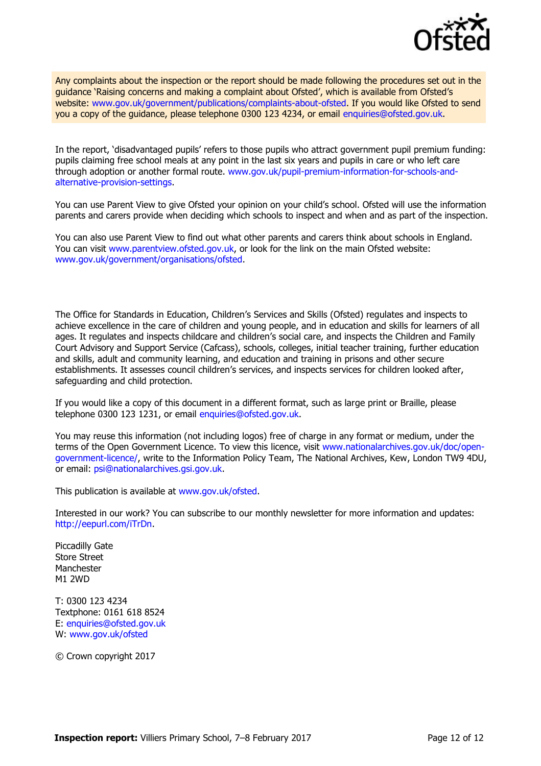Any complaints about the inspection or the report should be made following the procedures set out in the guidance 'Raising concerns and making a complaint about Ofsted', which is available from Ofsted's website: www.gov.uk/government/publications/complaints-about-ofsted. If you would like Ofsted to send you a copy of the guidance, please telephone 0300 123 4234, or email enquiries@ofsted.gov.uk.

In the report, 'disadvantaged pupils' refers to those pupils who attract government pupil premium funding: pupils claiming free school meals at any point in the last six years and pupils in care or who left care through adoption or another formal route. www.gov.uk/pupil-premium-information-for-schools-and-alternative-provision-settings.

You can use Parent View to give Ofsted your opinion on your child's school. Ofsted will use the information parents and carers provide when deciding which schools to inspect and when and as part of the inspection.

You can also use Parent View to find out what other parents and carers think about schools in England. You can visit www.parentview.ofsted.gov.uk, or look for the link on the main Ofsted website: www.gov.uk/government/organisations/ofsted.

The Office for Standards in Education, Children's Services and Skills (Ofsted) regulates and inspects to achieve excellence in the care of children and young people, and in education and skills for learners of all ages. It regulates and inspects childcare and children's social care, and inspects the Children and Family Court Advisory and Support Service (Cafcass), schools, colleges, initial teacher training, further education and skills, adult and community learning, and education and training in prisons and other secure establishments. It assesses council children's services, and inspects services for children looked after, safeguarding and child protection.

If you would like a copy of this document in a different format, such as large print or Braille, please telephone 0300 123 1231, or email enquiries@ofsted.gov.uk.

You may reuse this information (not including logos) free of charge in any format or medium, under the terms of the Open Government Licence. To view this licence, visit www.nationalarchives.gov.uk/doc/open-government-licence/, write to the Information Policy Team, The National Archives, Kew, London TW9 4DU, or email: psi@nationalarchives.gsi.gov.uk.

This publication is available at www.gov.uk/ofsted.

Interested in our work? You can subscribe to our monthly newsletter for more information and updates: http://eepurl.com/iTrDn.

Piccadilly Gate
Store Street
Manchester
M1 2WD

T: 0300 123 4234
Textphone: 0161 618 8524
E: enquiries@ofsted.gov.uk
W: www.gov.uk/ofsted

© Crown copyright 2017